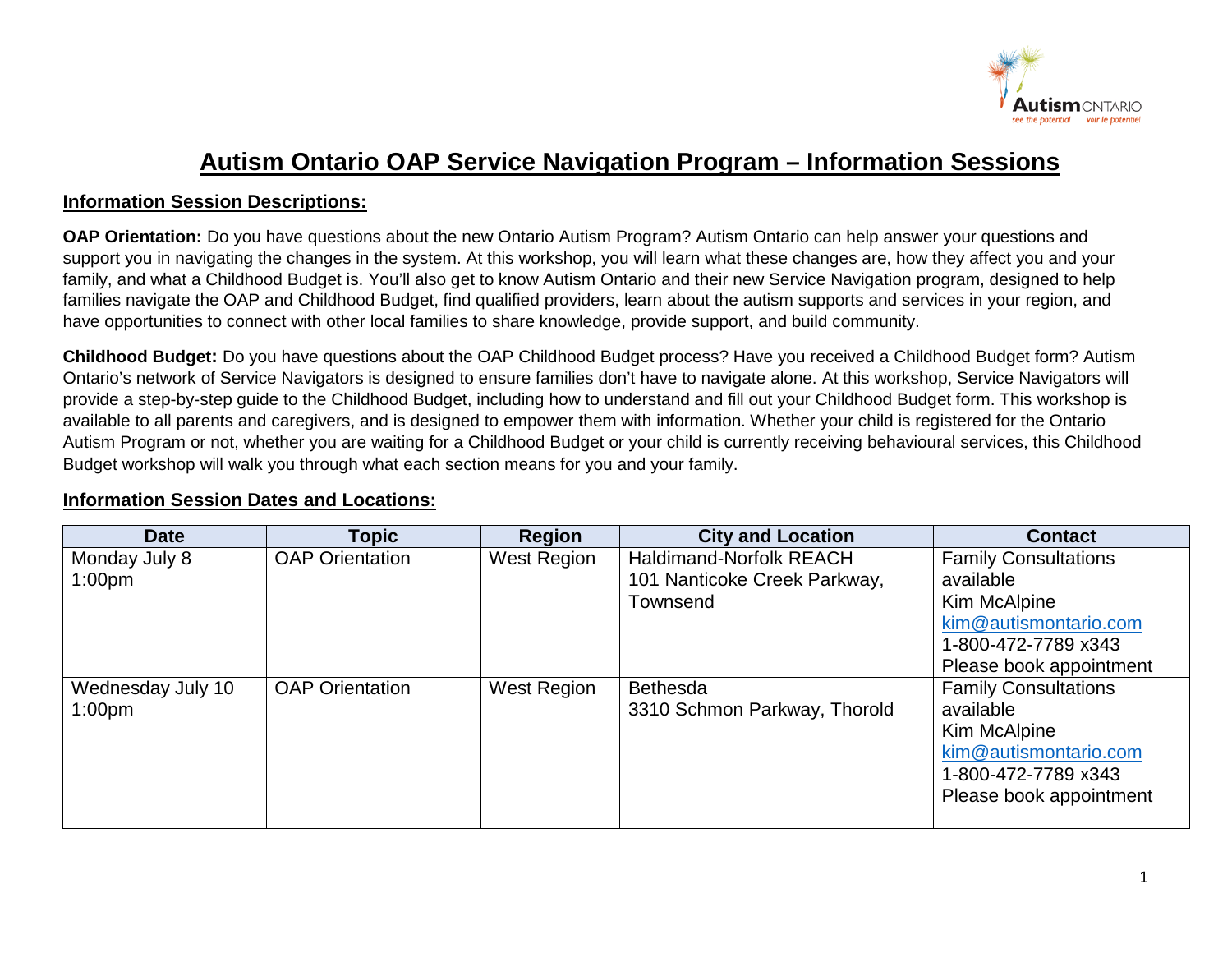# Autism Ontario OAP Service Navigation Program – Information Sessions

## Information Session Descriptions:

**OAP Orientation:** Do you have questions about the new Ontario Autism Program? Autism Ontario can help answer your questions and support you in navigating the changes in the system. At this workshop, you will learn what these changes are, how they affect you and your family, and what a Childhood Budget is. You'll also get to know Autism Ontario and their new Service Navigation program, designed to help families navigate the OAP and Childhood Budget, find qualified providers, learn about the autism supports and services in your region, and have opportunities to connect with other local families to share knowledge, provide support, and build community.

**Childhood Budget:** Do you have questions about the OAP Childhood Budget process? Have you received a Childhood Budget form? Autism Ontario's network of Service Navigators is designed to ensure families don't have to navigate alone. At this workshop, Service Navigators will provide a step-by-step guide to the Childhood Budget, including how to understand and fill out your Childhood Budget form. This workshop is available to all parents and caregivers, and is designed to empower them with information. Whether your child is registered for the Ontario Autism Program or not, whether you are waiting for a Childhood Budget or your child is currently receiving behavioural services, this Childhood Budget workshop will walk you through what each section means for you and your family.

## Information Session Dates and Locations:

| Date | Topic | Region | City and Location | Contact |
|---|---|---|---|---|
| Monday July 8<br>1:00pm | OAP Orientation | West Region | Haldimand-Norfolk REACH<br>101 Nanticoke Creek Parkway, Townsend | Family Consultations available<br>Kim McAlpine<br>kim@autismontario.com<br>1-800-472-7789 x343<br>Please book appointment |
| Wednesday July 10<br>1:00pm | OAP Orientation | West Region | Bethesda<br>3310 Schmon Parkway, Thorold | Family Consultations available<br>Kim McAlpine<br>kim@autismontario.com<br>1-800-472-7789 x343<br>Please book appointment |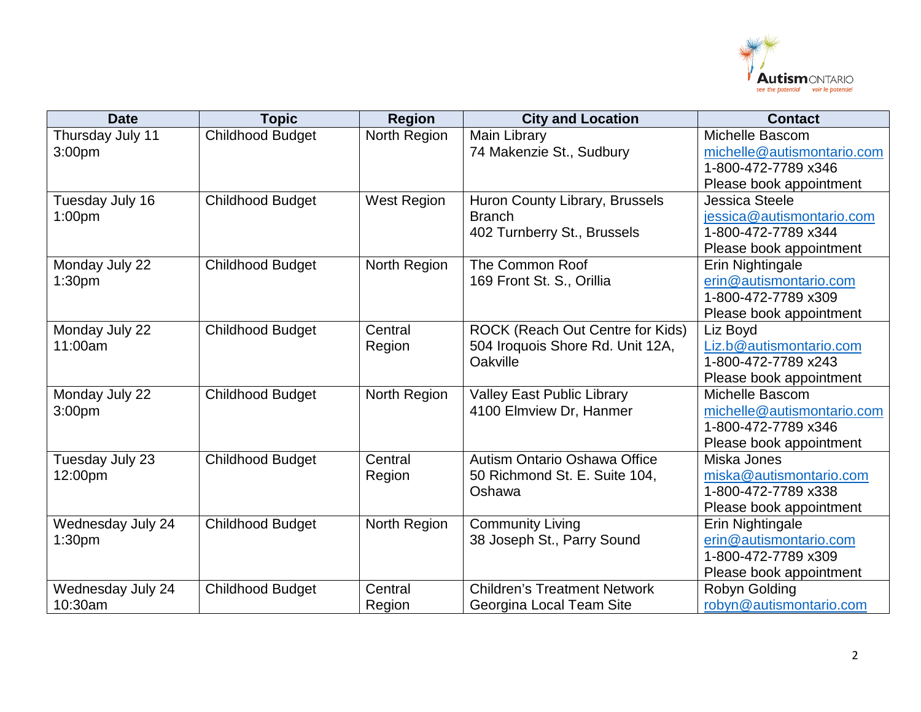| Date | Topic | Region | City and Location | Contact |
|---|---|---|---|---|
| Thursday July 11<br>3:00pm | Childhood Budget | North Region | Main Library<br>74 Makenzie St., Sudbury | Michelle Bascom<br>michelle@autismontario.com<br>1-800-472-7789 x346<br>Please book appointment |
| Tuesday July 16<br>1:00pm | Childhood Budget | West Region | Huron County Library, Brussels Branch<br>402 Turnberry St., Brussels | Jessica Steele<br>jessica@autismontario.com<br>1-800-472-7789 x344<br>Please book appointment |
| Monday July 22<br>1:30pm | Childhood Budget | North Region | The Common Roof<br>169 Front St. S., Orillia | Erin Nightingale<br>erin@autismontario.com<br>1-800-472-7789 x309<br>Please book appointment |
| Monday July 22<br>11:00am | Childhood Budget | Central Region | ROCK (Reach Out Centre for Kids)<br>504 Iroquois Shore Rd. Unit 12A, Oakville | Liz Boyd<br>Liz.b@autismontario.com<br>1-800-472-7789 x243<br>Please book appointment |
| Monday July 22<br>3:00pm | Childhood Budget | North Region | Valley East Public Library<br>4100 Elmview Dr, Hanmer | Michelle Bascom<br>michelle@autismontario.com<br>1-800-472-7789 x346<br>Please book appointment |
| Tuesday July 23<br>12:00pm | Childhood Budget | Central Region | Autism Ontario Oshawa Office<br>50 Richmond St. E. Suite 104, Oshawa | Miska Jones<br>miska@autismontario.com<br>1-800-472-7789 x338<br>Please book appointment |
| Wednesday July 24<br>1:30pm | Childhood Budget | North Region | Community Living<br>38 Joseph St., Parry Sound | Erin Nightingale<br>erin@autismontario.com<br>1-800-472-7789 x309<br>Please book appointment |
| Wednesday July 24<br>10:30am | Childhood Budget | Central Region | Children's Treatment Network<br>Georgina Local Team Site | Robyn Golding<br>robyn@autismontario.com |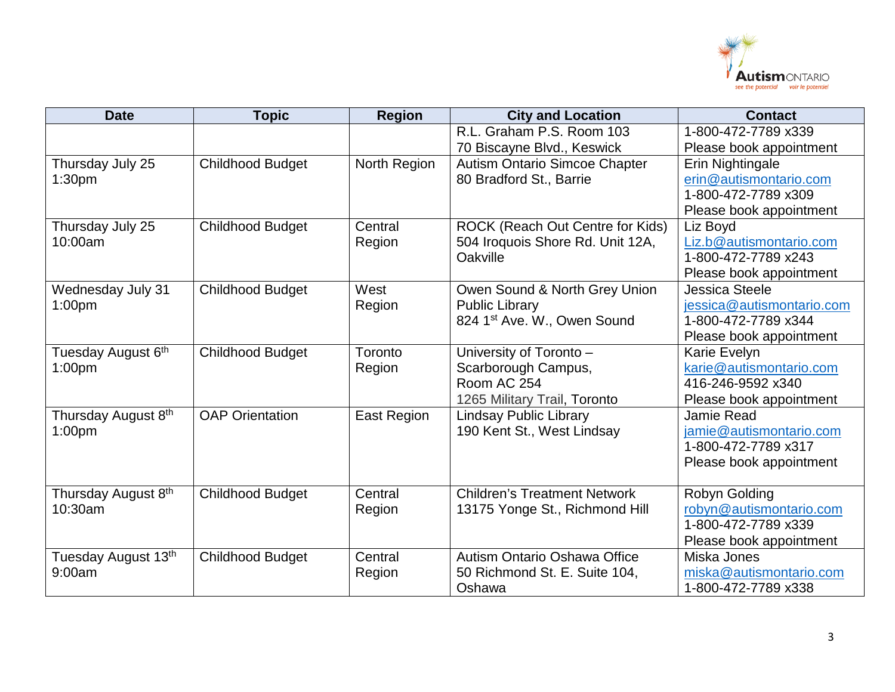| Date | Topic | Region | City and Location | Contact |
|---|---|---|---|---|
| | | | R.L. Graham P.S. Room 103<br>70 Biscayne Blvd., Keswick | 1-800-472-7789 x339<br>Please book appointment |
| Thursday July 25<br>1:30pm | Childhood Budget | North Region | Autism Ontario Simcoe Chapter<br>80 Bradford St., Barrie | Erin Nightingale<br>erin@autismontario.com<br>1-800-472-7789 x309<br>Please book appointment |
| Thursday July 25<br>10:00am | Childhood Budget | Central Region | ROCK (Reach Out Centre for Kids)<br>504 Iroquois Shore Rd. Unit 12A, Oakville | Liz Boyd<br>Liz.b@autismontario.com<br>1-800-472-7789 x243<br>Please book appointment |
| Wednesday July 31<br>1:00pm | Childhood Budget | West Region | Owen Sound & North Grey Union Public Library<br>824 1st Ave. W., Owen Sound | Jessica Steele<br>jessica@autismontario.com<br>1-800-472-7789 x344<br>Please book appointment |
| Tuesday August 6th<br>1:00pm | Childhood Budget | Toronto Region | University of Toronto – Scarborough Campus,<br>Room AC 254<br>1265 Military Trail, Toronto | Karie Evelyn<br>karie@autismontario.com<br>416-246-9592 x340<br>Please book appointment |
| Thursday August 8th<br>1:00pm | OAP Orientation | East Region | Lindsay Public Library<br>190 Kent St., West Lindsay | Jamie Read<br>jamie@autismontario.com<br>1-800-472-7789 x317<br>Please book appointment |
| Thursday August 8th<br>10:30am | Childhood Budget | Central Region | Children's Treatment Network<br>13175 Yonge St., Richmond Hill | Robyn Golding<br>robyn@autismontario.com<br>1-800-472-7789 x339<br>Please book appointment |
| Tuesday August 13th<br>9:00am | Childhood Budget | Central Region | Autism Ontario Oshawa Office<br>50 Richmond St. E. Suite 104, Oshawa | Miska Jones<br>miska@autismontario.com<br>1-800-472-7789 x338 |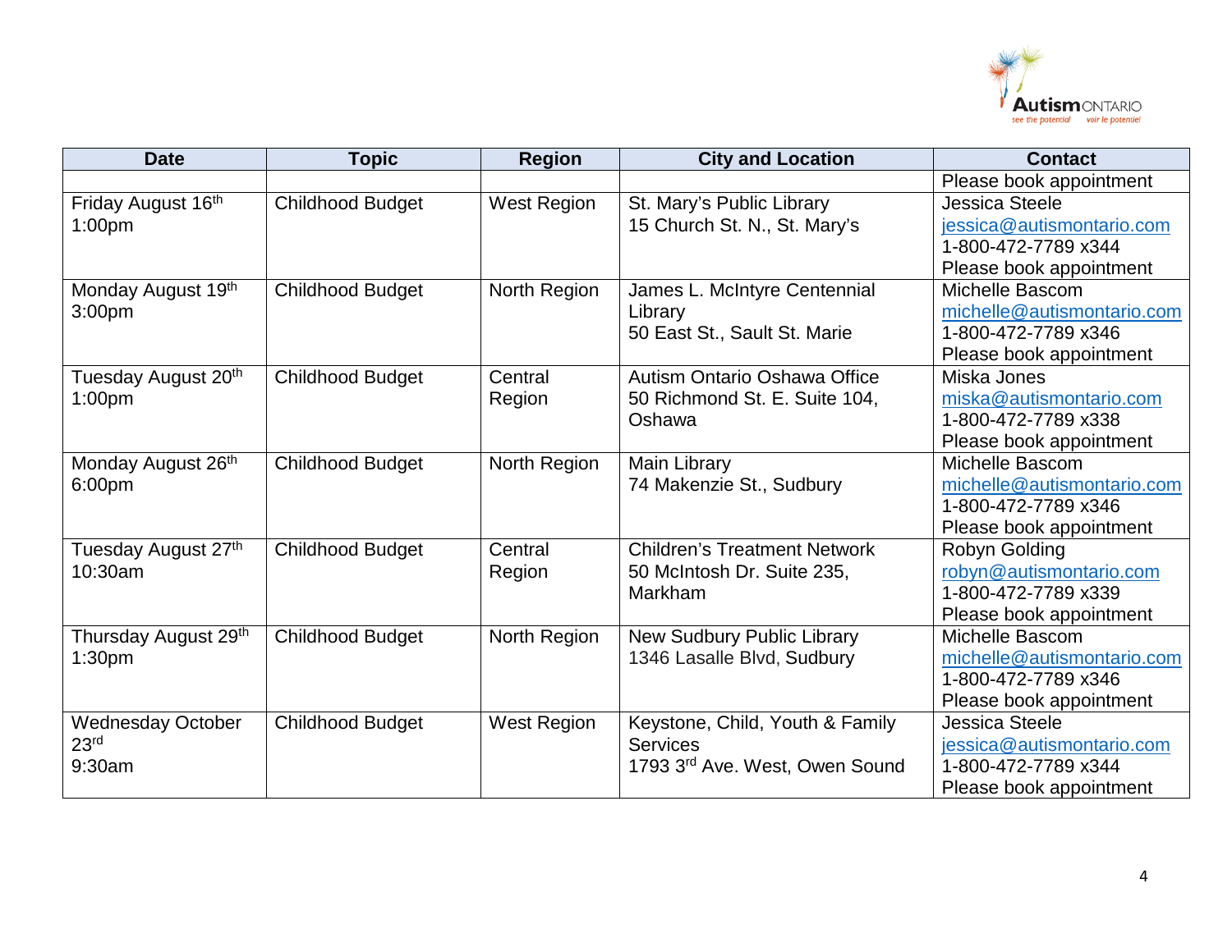| Date | Topic | Region | City and Location | Contact |
|---|---|---|---|---|
| | | | | Please book appointment |
| Friday August 16th 1:00pm | Childhood Budget | West Region | St. Mary's Public Library 15 Church St. N., St. Mary's | Jessica Steele jessica@autismontario.com 1-800-472-7789 x344 Please book appointment |
| Monday August 19th 3:00pm | Childhood Budget | North Region | James L. McIntyre Centennial Library 50 East St., Sault St. Marie | Michelle Bascom michelle@autismontario.com 1-800-472-7789 x346 Please book appointment |
| Tuesday August 20th 1:00pm | Childhood Budget | Central Region | Autism Ontario Oshawa Office 50 Richmond St. E. Suite 104, Oshawa | Miska Jones miska@autismontario.com 1-800-472-7789 x338 Please book appointment |
| Monday August 26th 6:00pm | Childhood Budget | North Region | Main Library 74 Makenzie St., Sudbury | Michelle Bascom michelle@autismontario.com 1-800-472-7789 x346 Please book appointment |
| Tuesday August 27th 10:30am | Childhood Budget | Central Region | Children's Treatment Network 50 McIntosh Dr. Suite 235, Markham | Robyn Golding robyn@autismontario.com 1-800-472-7789 x339 Please book appointment |
| Thursday August 29th 1:30pm | Childhood Budget | North Region | New Sudbury Public Library 1346 Lasalle Blvd, Sudbury | Michelle Bascom michelle@autismontario.com 1-800-472-7789 x346 Please book appointment |
| Wednesday October 23rd 9:30am | Childhood Budget | West Region | Keystone, Child, Youth & Family Services 1793 3rd Ave. West, Owen Sound | Jessica Steele jessica@autismontario.com 1-800-472-7789 x344 Please book appointment |